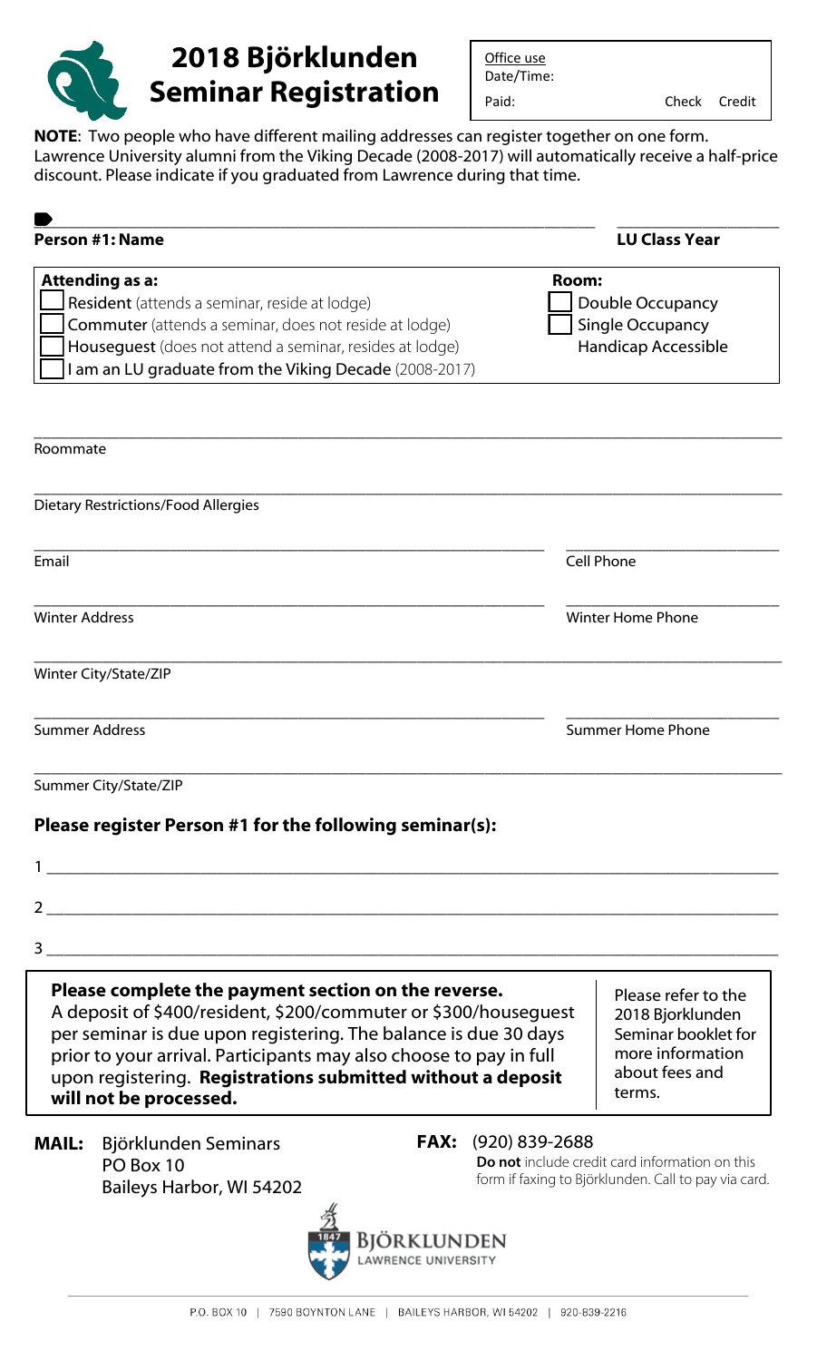# 2018 Björklunden Seminar Registration

Office use
Date/Time:
Paid: Check Credit

**NOTE**: Two people who have different mailing addresses can register together on one form. Lawrence University alumni from the Viking Decade (2008-2017) will automatically receive a half-price discount. Please indicate if you graduated from Lawrence during that time.

**Person #1: Name** \_\_\_\_\_\_\_\_\_\_\_\_\_\_\_\_\_\_\_\_ **LU Class Year** \_\_\_\_\_\_\_\_\_\_

**Attending as a:**
- ☐ Resident (attends a seminar, reside at lodge)
- ☐ Commuter (attends a seminar, does not reside at lodge)
- ☐ Houseguest (does not attend a seminar, resides at lodge)
- ☐ I am an LU graduate from the Viking Decade (2008-2017)

**Room:**
- ☐ Double Occupancy
- ☐ Single Occupancy
- Handicap Accessible

Roommate \_\_\_\_\_\_\_\_\_\_\_\_\_\_\_\_\_\_\_\_

Dietary Restrictions/Food Allergies \_\_\_\_\_\_\_\_\_\_\_\_\_\_\_\_\_\_\_\_

Email \_\_\_\_\_\_\_\_\_\_\_\_\_\_\_\_\_\_\_\_ Cell Phone \_\_\_\_\_\_\_\_\_\_

Winter Address \_\_\_\_\_\_\_\_\_\_\_\_\_\_\_\_\_\_\_\_ Winter Home Phone \_\_\_\_\_\_\_\_\_\_

Winter City/State/ZIP \_\_\_\_\_\_\_\_\_\_\_\_\_\_\_\_\_\_\_\_

Summer Address \_\_\_\_\_\_\_\_\_\_\_\_\_\_\_\_\_\_\_\_ Summer Home Phone \_\_\_\_\_\_\_\_\_\_

Summer City/State/ZIP \_\_\_\_\_\_\_\_\_\_\_\_\_\_\_\_\_\_\_\_

## Please register Person #1 for the following seminar(s):

1 \_\_\_\_\_\_\_\_\_\_\_\_\_\_\_\_\_\_\_\_

2 \_\_\_\_\_\_\_\_\_\_\_\_\_\_\_\_\_\_\_\_

3 \_\_\_\_\_\_\_\_\_\_\_\_\_\_\_\_\_\_\_\_

**Please complete the payment section on the reverse.**
A deposit of $400/resident, $200/commuter or $300/houseguest per seminar is due upon registering. The balance is due 30 days prior to your arrival. Participants may also choose to pay in full upon registering. **Registrations submitted without a deposit will not be processed.**

Please refer to the 2018 Bjorklunden Seminar booklet for more information about fees and terms.

**MAIL:** Björklunden Seminars
PO Box 10
Baileys Harbor, WI 54202

**FAX:** (920) 839-2688
**Do not** include credit card information on this form if faxing to Björklunden. Call to pay via card.

BJÖRKLUNDEN
LAWRENCE UNIVERSITY

P.O. BOX 10 | 7590 BOYNTON LANE | BAILEYS HARBOR, WI 54202 | 920-839-2216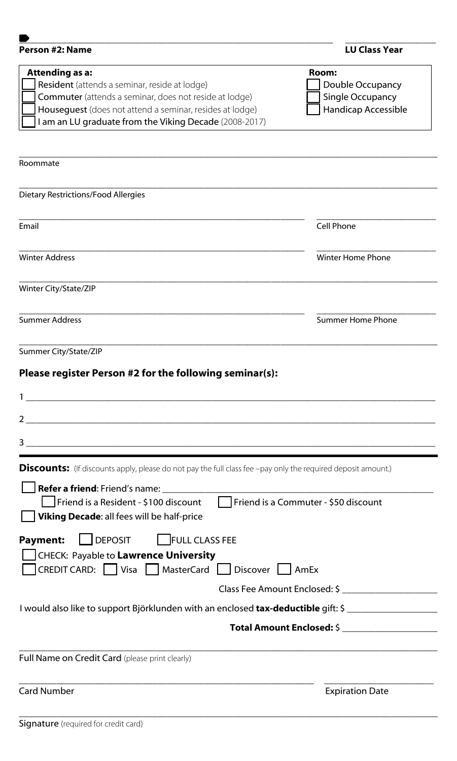**Person #2: Name** ____________________ **LU Class Year** __________

**Attending as a:**

- ☐ **Resident** (attends a seminar, reside at lodge)
- ☐ **Commuter** (attends a seminar, does not reside at lodge)
- ☐ **Houseguest** (does not attend a seminar, resides at lodge)
- ☐ I am an LU graduate from the Viking Decade (2008-2017)

**Room:**

- ☐ Double Occupancy
- ☐ Single Occupancy
- ☐ Handicap Accessible

Roommate ____________________

Dietary Restrictions/Food Allergies ____________________

Email ____________________ Cell Phone ____________________

Winter Address ____________________ Winter Home Phone ____________________

Winter City/State/ZIP ____________________

Summer Address ____________________ Summer Home Phone ____________________

Summer City/State/ZIP ____________________

## Please register Person #2 for the following seminar(s):

1 ____________________

2 ____________________

3 ____________________

**Discounts:** (If discounts apply, please do not pay the full class fee –pay only the required deposit amount.)

☐ **Refer a friend**: Friend's name: ____________________

☐ Friend is a Resident - $100 discount ☐ Friend is a Commuter - $50 discount

☐ **Viking Decade**: all fees will be half-price

**Payment:** ☐ DEPOSIT ☐ FULL CLASS FEE

☐ CHECK: Payable to **Lawrence University**

☐ CREDIT CARD: ☐ Visa ☐ MasterCard ☐ Discover ☐ AmEx

Class Fee Amount Enclosed: $ ____________________

I would also like to support Björklunden with an enclosed **tax-deductible** gift: $ ____________________

**Total Amount Enclosed:** $ ____________________

Full Name on Credit Card (please print clearly) ____________________

Card Number ____________________ Expiration Date ____________________

Signature (required for credit card) ____________________